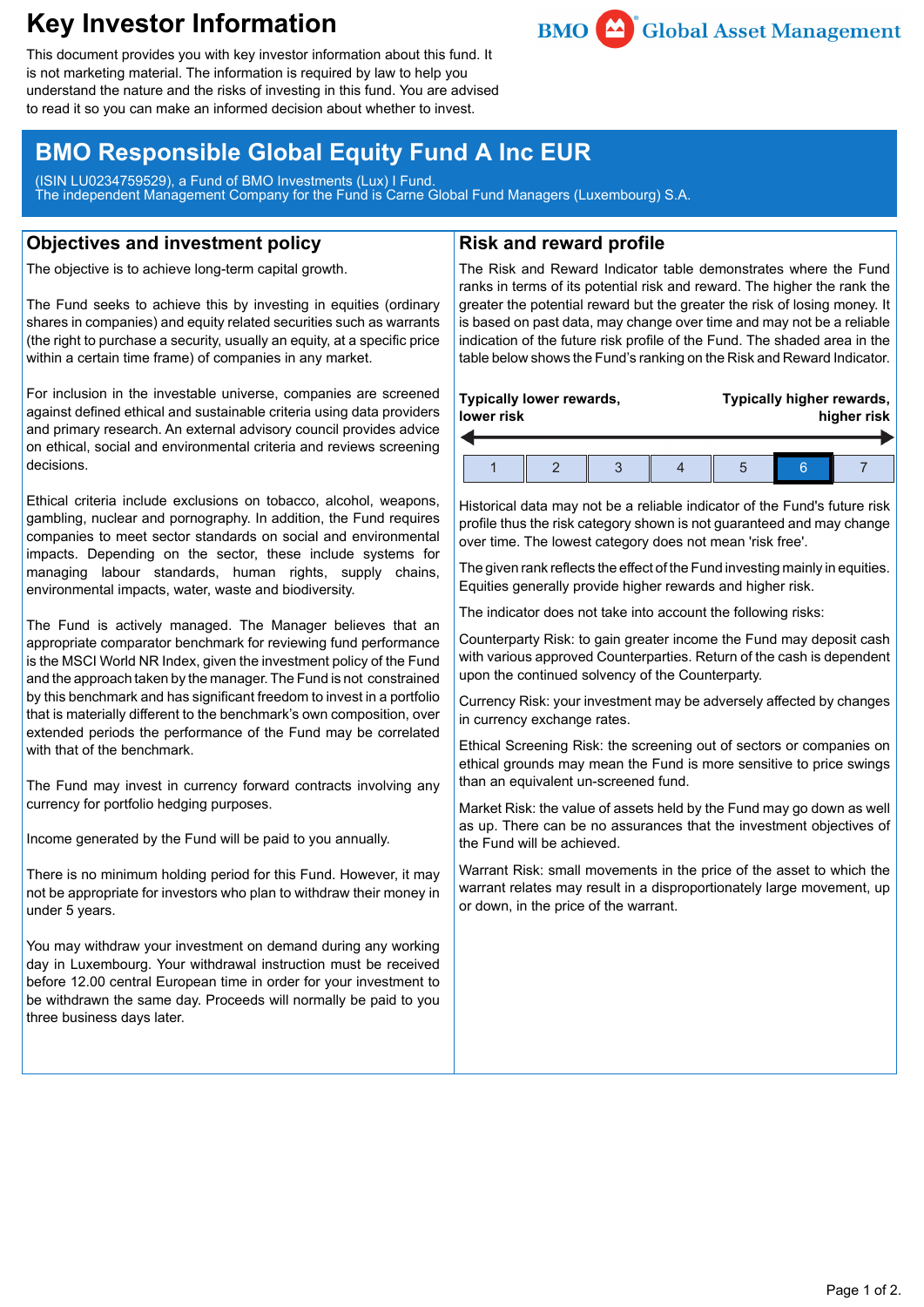# Key Investor Information

This document provides you with key investor information about this fund. It is not marketing material. The information is required by law to help you understand the nature and the risks of investing in this fund. You are advised to read it so you can make an informed decision about whether to invest.

BMO Global Asset Management

## BMO Responsible Global Equity Fund A Inc EUR

(ISIN LU0234759529), a Fund of BMO Investments (Lux) I Fund.
The independent Management Company for the Fund is Carne Global Fund Managers (Luxembourg) S.A.

## Objectives and investment policy

The objective is to achieve long-term capital growth.

The Fund seeks to achieve this by investing in equities (ordinary shares in companies) and equity related securities such as warrants (the right to purchase a security, usually an equity, at a specific price within a certain time frame) of companies in any market.

For inclusion in the investable universe, companies are screened against defined ethical and sustainable criteria using data providers and primary research. An external advisory council provides advice on ethical, social and environmental criteria and reviews screening decisions.

Ethical criteria include exclusions on tobacco, alcohol, weapons, gambling, nuclear and pornography. In addition, the Fund requires companies to meet sector standards on social and environmental impacts. Depending on the sector, these include systems for managing labour standards, human rights, supply chains, environmental impacts, water, waste and biodiversity.

The Fund is actively managed. The Manager believes that an appropriate comparator benchmark for reviewing fund performance is the MSCI World NR Index, given the investment policy of the Fund and the approach taken by the manager. The Fund is not constrained by this benchmark and has significant freedom to invest in a portfolio that is materially different to the benchmark's own composition, over extended periods the performance of the Fund may be correlated with that of the benchmark.

The Fund may invest in currency forward contracts involving any currency for portfolio hedging purposes.

Income generated by the Fund will be paid to you annually.

There is no minimum holding period for this Fund. However, it may not be appropriate for investors who plan to withdraw their money in under 5 years.

You may withdraw your investment on demand during any working day in Luxembourg. Your withdrawal instruction must be received before 12.00 central European time in order for your investment to be withdrawn the same day. Proceeds will normally be paid to you three business days later.

## Risk and reward profile

The Risk and Reward Indicator table demonstrates where the Fund ranks in terms of its potential risk and reward. The higher the rank the greater the potential reward but the greater the risk of losing money. It is based on past data, may change over time and may not be a reliable indication of the future risk profile of the Fund. The shaded area in the table below shows the Fund's ranking on the Risk and Reward Indicator.

**Typically lower rewards, lower risk** → **Typically higher rewards, higher risk**

| 1 | 2 | 3 | 4 | 5 | **6** | 7 |
|---|---|---|---|---|---|---|

Historical data may not be a reliable indicator of the Fund's future risk profile thus the risk category shown is not guaranteed and may change over time. The lowest category does not mean 'risk free'.

The given rank reflects the effect of the Fund investing mainly in equities. Equities generally provide higher rewards and higher risk.

The indicator does not take into account the following risks:

Counterparty Risk: to gain greater income the Fund may deposit cash with various approved Counterparties. Return of the cash is dependent upon the continued solvency of the Counterparty.

Currency Risk: your investment may be adversely affected by changes in currency exchange rates.

Ethical Screening Risk: the screening out of sectors or companies on ethical grounds may mean the Fund is more sensitive to price swings than an equivalent un-screened fund.

Market Risk: the value of assets held by the Fund may go down as well as up. There can be no assurances that the investment objectives of the Fund will be achieved.

Warrant Risk: small movements in the price of the asset to which the warrant relates may result in a disproportionately large movement, up or down, in the price of the warrant.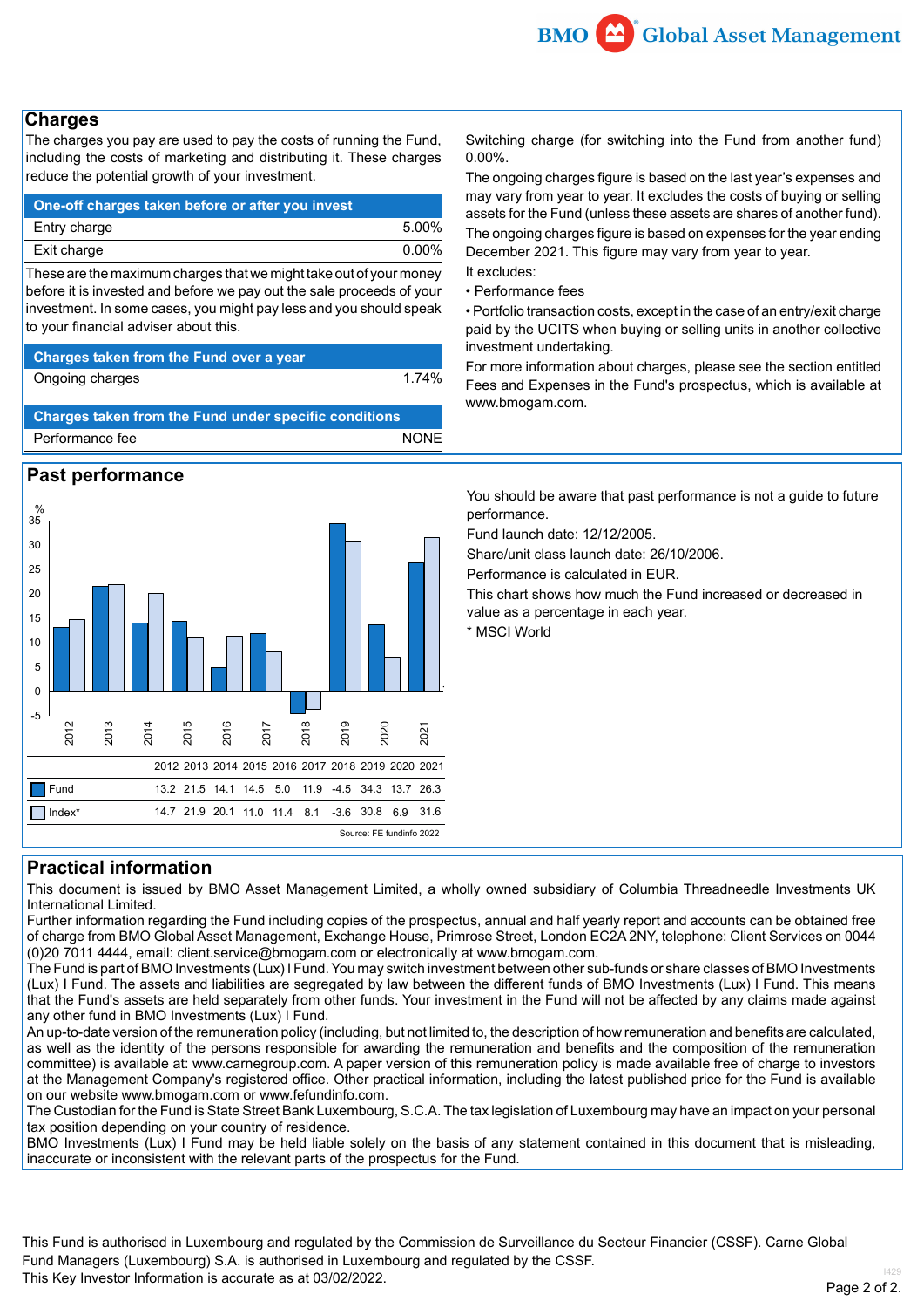## Charges

The charges you pay are used to pay the costs of running the Fund, including the costs of marketing and distributing it. These charges reduce the potential growth of your investment.

| One-off charges taken before or after you invest | |
|---|---|
| Entry charge | 5.00% |
| Exit charge | 0.00% |

These are the maximum charges that we might take out of your money before it is invested and before we pay out the sale proceeds of your investment. In some cases, you might pay less and you should speak to your financial adviser about this.

| Charges taken from the Fund over a year | |
|---|---|
| Ongoing charges | 1.74% |

| Charges taken from the Fund under specific conditions | |
|---|---|
| Performance fee | NONE |

Switching charge (for switching into the Fund from another fund) 0.00%.

The ongoing charges figure is based on the last year's expenses and may vary from year to year. It excludes the costs of buying or selling assets for the Fund (unless these assets are shares of another fund).

The ongoing charges figure is based on expenses for the year ending December 2021. This figure may vary from year to year.

It excludes:

- Performance fees
- Portfolio transaction costs, except in the case of an entry/exit charge paid by the UCITS when buying or selling units in another collective investment undertaking.

For more information about charges, please see the section entitled Fees and Expenses in the Fund's prospectus, which is available at www.bmogam.com.

## Past performance

%
35
30
25
20
15
10
5
0
-5

2012 2013 2014 2015 2016 2017 2018 2019 2020 2021

| | 2012 | 2013 | 2014 | 2015 | 2016 | 2017 | 2018 | 2019 | 2020 | 2021 |
|---|---|---|---|---|---|---|---|---|---|---|
| Fund | 13.2 | 21.5 | 14.1 | 14.5 | 5.0 | 11.9 | -4.5 | 34.3 | 13.7 | 26.3 |
| Index* | 14.7 | 21.9 | 20.1 | 11.0 | 11.4 | 8.1 | -3.6 | 30.8 | 6.9 | 31.6 |

Source: FE fundinfo 2022

You should be aware that past performance is not a guide to future performance.

Fund launch date: 12/12/2005.

Share/unit class launch date: 26/10/2006.

Performance is calculated in EUR.

This chart shows how much the Fund increased or decreased in value as a percentage in each year.

* MSCI World

## Practical information

This document is issued by BMO Asset Management Limited, a wholly owned subsidiary of Columbia Threadneedle Investments UK International Limited.

Further information regarding the Fund including copies of the prospectus, annual and half yearly report and accounts can be obtained free of charge from BMO Global Asset Management, Exchange House, Primrose Street, London EC2A 2NY, telephone: Client Services on 0044 (0)20 7011 4444, email: client.service@bmogam.com or electronically at www.bmogam.com.

The Fund is part of BMO Investments (Lux) I Fund. You may switch investment between other sub-funds or share classes of BMO Investments (Lux) I Fund. The assets and liabilities are segregated by law between the different funds of BMO Investments (Lux) I Fund. This means that the Fund's assets are held separately from other funds. Your investment in the Fund will not be affected by any claims made against any other fund in BMO Investments (Lux) I Fund.

An up-to-date version of the remuneration policy (including, but not limited to, the description of how remuneration and benefits are calculated, as well as the identity of the persons responsible for awarding the remuneration and benefits and the composition of the remuneration committee) is available at: www.carnegroup.com. A paper version of this remuneration policy is made available free of charge to investors at the Management Company's registered office. Other practical information, including the latest published price for the Fund is available on our website www.bmogam.com or www.fefundinfo.com.

The Custodian for the Fund is State Street Bank Luxembourg, S.C.A. The tax legislation of Luxembourg may have an impact on your personal tax position depending on your country of residence.

BMO Investments (Lux) I Fund may be held liable solely on the basis of any statement contained in this document that is misleading, inaccurate or inconsistent with the relevant parts of the prospectus for the Fund.

This Fund is authorised in Luxembourg and regulated by the Commission de Surveillance du Secteur Financier (CSSF). Carne Global Fund Managers (Luxembourg) S.A. is authorised in Luxembourg and regulated by the CSSF.

This Key Investor Information is accurate as at 03/02/2022.